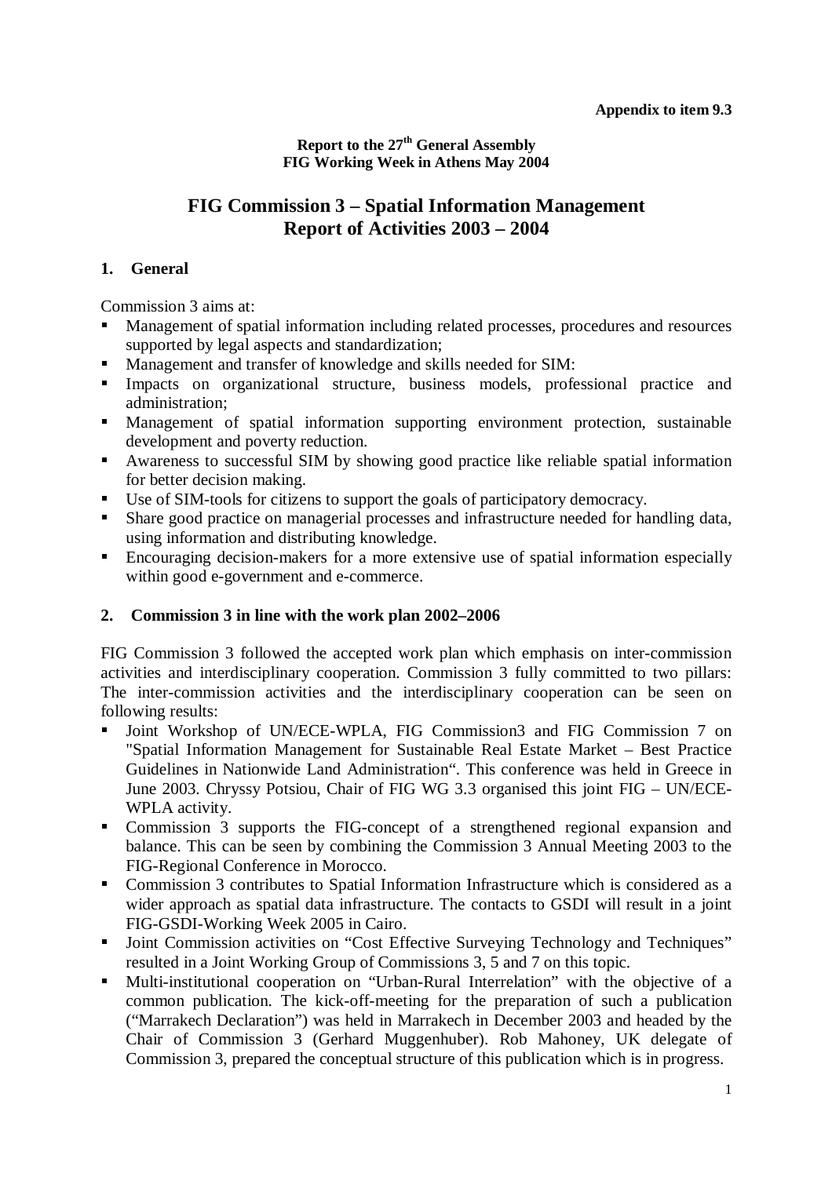**Appendix to item 9.3**

**Report to the 27th General Assembly**
**FIG Working Week in Athens May 2004**

# FIG Commission 3 – Spatial Information Management
# Report of Activities 2003 – 2004

## 1. General

Commission 3 aims at:

- Management of spatial information including related processes, procedures and resources supported by legal aspects and standardization;
- Management and transfer of knowledge and skills needed for SIM:
- Impacts on organizational structure, business models, professional practice and administration;
- Management of spatial information supporting environment protection, sustainable development and poverty reduction.
- Awareness to successful SIM by showing good practice like reliable spatial information for better decision making.
- Use of SIM-tools for citizens to support the goals of participatory democracy.
- Share good practice on managerial processes and infrastructure needed for handling data, using information and distributing knowledge.
- Encouraging decision-makers for a more extensive use of spatial information especially within good e-government and e-commerce.

## 2. Commission 3 in line with the work plan 2002–2006

FIG Commission 3 followed the accepted work plan which emphasis on inter-commission activities and interdisciplinary cooperation. Commission 3 fully committed to two pillars: The inter-commission activities and the interdisciplinary cooperation can be seen on following results:

- Joint Workshop of UN/ECE-WPLA, FIG Commission3 and FIG Commission 7 on "Spatial Information Management for Sustainable Real Estate Market – Best Practice Guidelines in Nationwide Land Administration“. This conference was held in Greece in June 2003. Chryssy Potsiou, Chair of FIG WG 3.3 organised this joint FIG – UN/ECE-WPLA activity.
- Commission 3 supports the FIG-concept of a strengthened regional expansion and balance. This can be seen by combining the Commission 3 Annual Meeting 2003 to the FIG-Regional Conference in Morocco.
- Commission 3 contributes to Spatial Information Infrastructure which is considered as a wider approach as spatial data infrastructure. The contacts to GSDI will result in a joint FIG-GSDI-Working Week 2005 in Cairo.
- Joint Commission activities on “Cost Effective Surveying Technology and Techniques” resulted in a Joint Working Group of Commissions 3, 5 and 7 on this topic.
- Multi-institutional cooperation on “Urban-Rural Interrelation” with the objective of a common publication. The kick-off-meeting for the preparation of such a publication (“Marrakech Declaration”) was held in Marrakech in December 2003 and headed by the Chair of Commission 3 (Gerhard Muggenhuber). Rob Mahoney, UK delegate of Commission 3, prepared the conceptual structure of this publication which is in progress.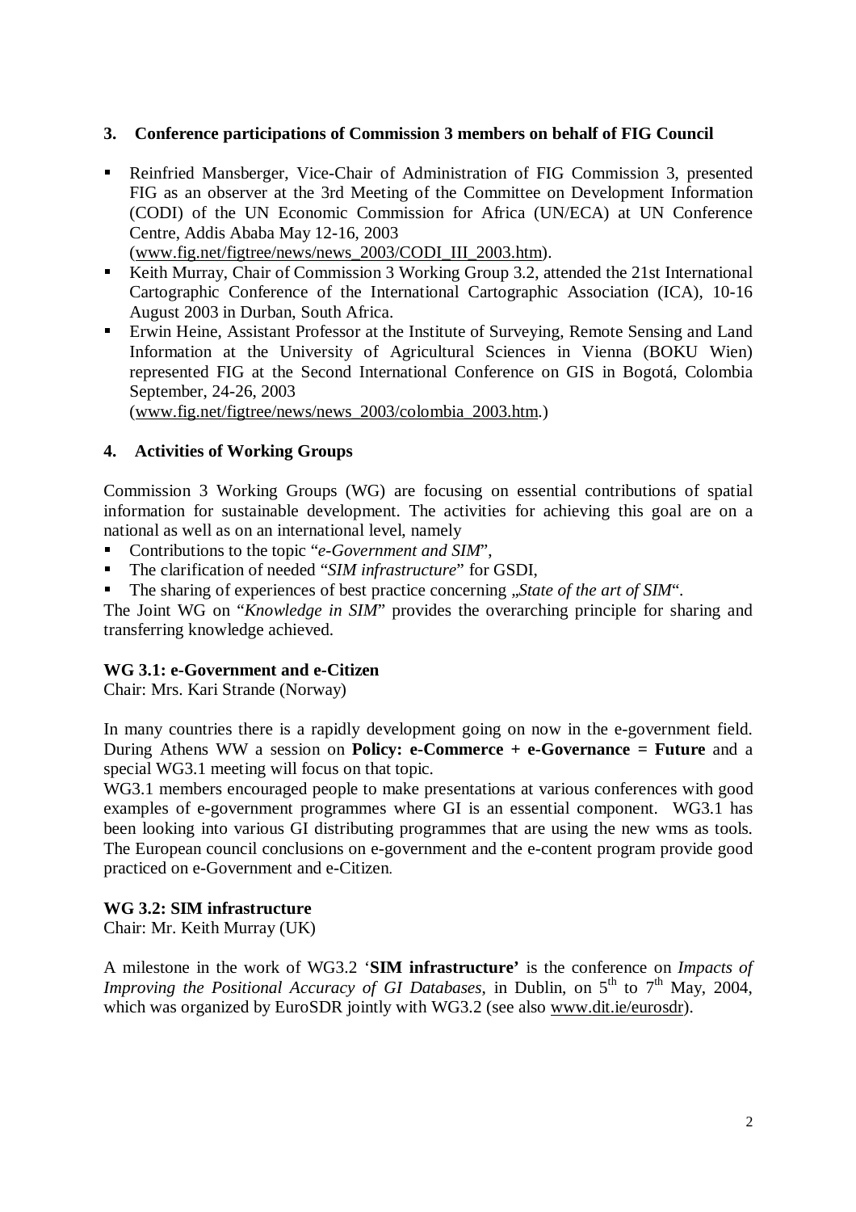## 3. Conference participations of Commission 3 members on behalf of FIG Council

- Reinfried Mansberger, Vice-Chair of Administration of FIG Commission 3, presented FIG as an observer at the 3rd Meeting of the Committee on Development Information (CODI) of the UN Economic Commission for Africa (UN/ECA) at UN Conference Centre, Addis Ababa May 12-16, 2003 (www.fig.net/figtree/news/news_2003/CODI_III_2003.htm).
- Keith Murray, Chair of Commission 3 Working Group 3.2, attended the 21st International Cartographic Conference of the International Cartographic Association (ICA), 10-16 August 2003 in Durban, South Africa.
- Erwin Heine, Assistant Professor at the Institute of Surveying, Remote Sensing and Land Information at the University of Agricultural Sciences in Vienna (BOKU Wien) represented FIG at the Second International Conference on GIS in Bogotá, Colombia September, 24-26, 2003 (www.fig.net/figtree/news/news_2003/colombia_2003.htm.)

## 4. Activities of Working Groups

Commission 3 Working Groups (WG) are focusing on essential contributions of spatial information for sustainable development. The activities for achieving this goal are on a national as well as on an international level, namely

- Contributions to the topic "*e-Government and SIM*",
- The clarification of needed "*SIM infrastructure*" for GSDI,
- The sharing of experiences of best practice concerning „*State of the art of SIM*".

The Joint WG on "*Knowledge in SIM*" provides the overarching principle for sharing and transferring knowledge achieved.

### WG 3.1: e-Government and e-Citizen

Chair: Mrs. Kari Strande (Norway)

In many countries there is a rapidly development going on now in the e-government field. During Athens WW a session on **Policy: e-Commerce + e-Governance = Future** and a special WG3.1 meeting will focus on that topic.

WG3.1 members encouraged people to make presentations at various conferences with good examples of e-government programmes where GI is an essential component. WG3.1 has been looking into various GI distributing programmes that are using the new wms as tools. The European council conclusions on e-government and the e-content program provide good practiced on e-Government and e-Citizen.

### WG 3.2: SIM infrastructure

Chair: Mr. Keith Murray (UK)

A milestone in the work of WG3.2 '**SIM infrastructure'** is the conference on *Impacts of Improving the Positional Accuracy of GI Databases*, in Dublin, on 5th to 7th May, 2004, which was organized by EuroSDR jointly with WG3.2 (see also www.dit.ie/eurosdr).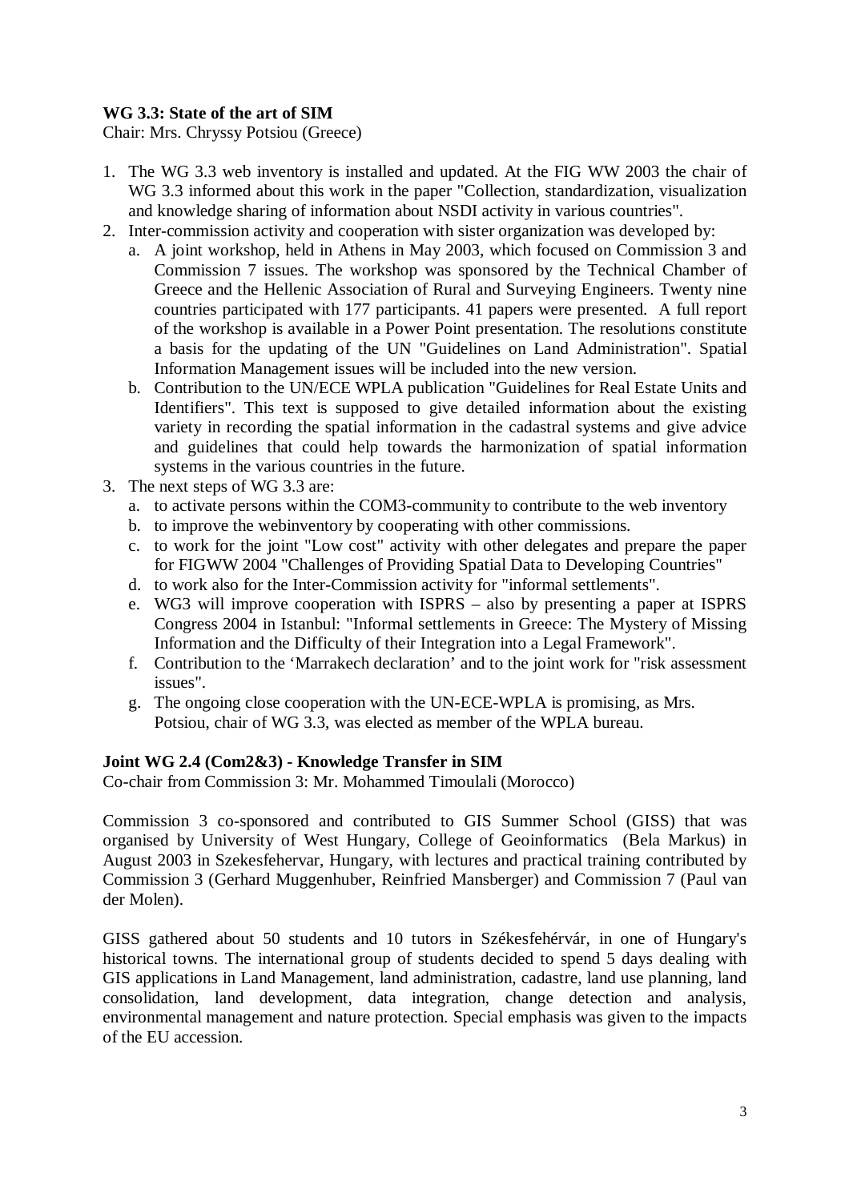**WG 3.3: State of the art of SIM**

Chair: Mrs. Chryssy Potsiou (Greece)

1. The WG 3.3 web inventory is installed and updated. At the FIG WW 2003 the chair of WG 3.3 informed about this work in the paper "Collection, standardization, visualization and knowledge sharing of information about NSDI activity in various countries".
2. Inter-commission activity and cooperation with sister organization was developed by:
   a. A joint workshop, held in Athens in May 2003, which focused on Commission 3 and Commission 7 issues. The workshop was sponsored by the Technical Chamber of Greece and the Hellenic Association of Rural and Surveying Engineers. Twenty nine countries participated with 177 participants. 41 papers were presented. A full report of the workshop is available in a Power Point presentation. The resolutions constitute a basis for the updating of the UN "Guidelines on Land Administration". Spatial Information Management issues will be included into the new version.
   b. Contribution to the UN/ECE WPLA publication "Guidelines for Real Estate Units and Identifiers". This text is supposed to give detailed information about the existing variety in recording the spatial information in the cadastral systems and give advice and guidelines that could help towards the harmonization of spatial information systems in the various countries in the future.
3. The next steps of WG 3.3 are:
   a. to activate persons within the COM3-community to contribute to the web inventory
   b. to improve the webinventory by cooperating with other commissions.
   c. to work for the joint "Low cost" activity with other delegates and prepare the paper for FIGWW 2004 "Challenges of Providing Spatial Data to Developing Countries"
   d. to work also for the Inter-Commission activity for "informal settlements".
   e. WG3 will improve cooperation with ISPRS – also by presenting a paper at ISPRS Congress 2004 in Istanbul: "Informal settlements in Greece: The Mystery of Missing Information and the Difficulty of their Integration into a Legal Framework".
   f. Contribution to the 'Marrakech declaration' and to the joint work for "risk assessment issues".
   g. The ongoing close cooperation with the UN-ECE-WPLA is promising, as Mrs. Potsiou, chair of WG 3.3, was elected as member of the WPLA bureau.

**Joint WG 2.4 (Com2&3) - Knowledge Transfer in SIM**

Co-chair from Commission 3: Mr. Mohammed Timoulali (Morocco)

Commission 3 co-sponsored and contributed to GIS Summer School (GISS) that was organised by University of West Hungary, College of Geoinformatics (Bela Markus) in August 2003 in Szekesfehervar, Hungary, with lectures and practical training contributed by Commission 3 (Gerhard Muggenhuber, Reinfried Mansberger) and Commission 7 (Paul van der Molen).

GISS gathered about 50 students and 10 tutors in Székesfehérvár, in one of Hungary's historical towns. The international group of students decided to spend 5 days dealing with GIS applications in Land Management, land administration, cadastre, land use planning, land consolidation, land development, data integration, change detection and analysis, environmental management and nature protection. Special emphasis was given to the impacts of the EU accession.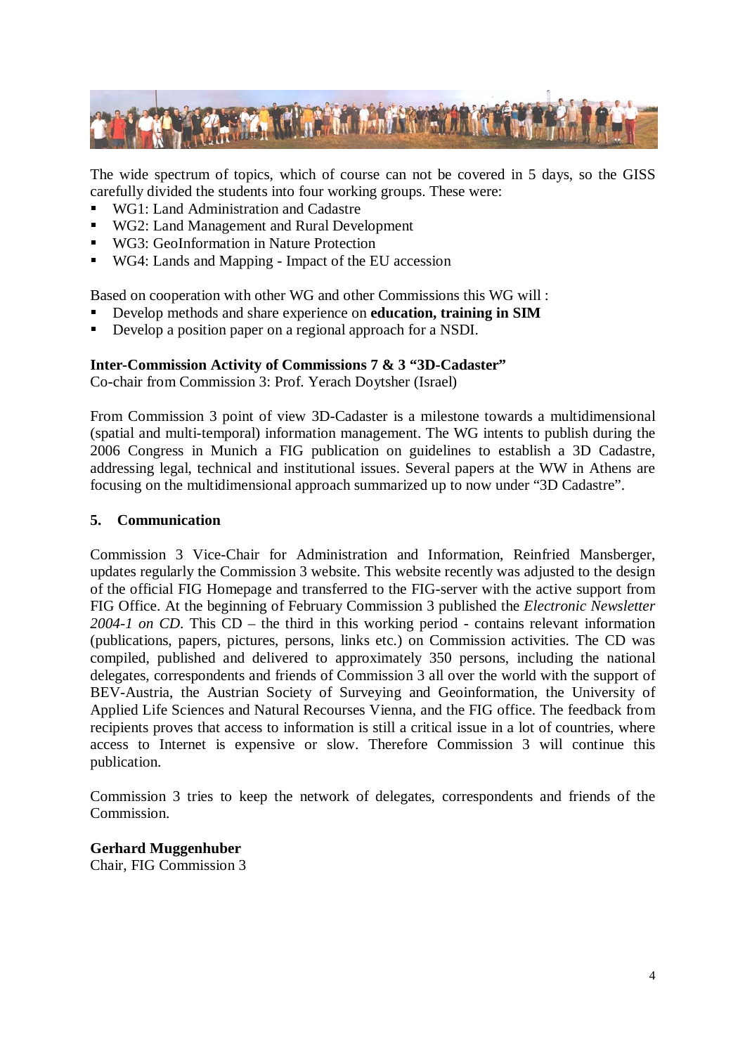The wide spectrum of topics, which of course can not be covered in 5 days, so the GISS carefully divided the students into four working groups. These were:

- WG1: Land Administration and Cadastre
- WG2: Land Management and Rural Development
- WG3: GeoInformation in Nature Protection
- WG4: Lands and Mapping - Impact of the EU accession

Based on cooperation with other WG and other Commissions this WG will :

- Develop methods and share experience on **education, training in SIM**
- Develop a position paper on a regional approach for a NSDI.

**Inter-Commission Activity of Commissions 7 & 3 "3D-Cadaster"**
Co-chair from Commission 3: Prof. Yerach Doytsher (Israel)

From Commission 3 point of view 3D-Cadaster is a milestone towards a multidimensional (spatial and multi-temporal) information management. The WG intends to publish during the 2006 Congress in Munich a FIG publication on guidelines to establish a 3D Cadastre, addressing legal, technical and institutional issues. Several papers at the WW in Athens are focusing on the multidimensional approach summarized up to now under "3D Cadastre".

## 5. Communication

Commission 3 Vice-Chair for Administration and Information, Reinfried Mansberger, updates regularly the Commission 3 website. This website recently was adjusted to the design of the official FIG Homepage and transferred to the FIG-server with the active support from FIG Office. At the beginning of February Commission 3 published the *Electronic Newsletter 2004-1 on CD*. This CD – the third in this working period - contains relevant information (publications, papers, pictures, persons, links etc.) on Commission activities. The CD was compiled, published and delivered to approximately 350 persons, including the national delegates, correspondents and friends of Commission 3 all over the world with the support of BEV-Austria, the Austrian Society of Surveying and Geoinformation, the University of Applied Life Sciences and Natural Recourses Vienna, and the FIG office. The feedback from recipients proves that access to information is still a critical issue in a lot of countries, where access to Internet is expensive or slow. Therefore Commission 3 will continue this publication.

Commission 3 tries to keep the network of delegates, correspondents and friends of the Commission.

**Gerhard Muggenhuber**
Chair, FIG Commission 3